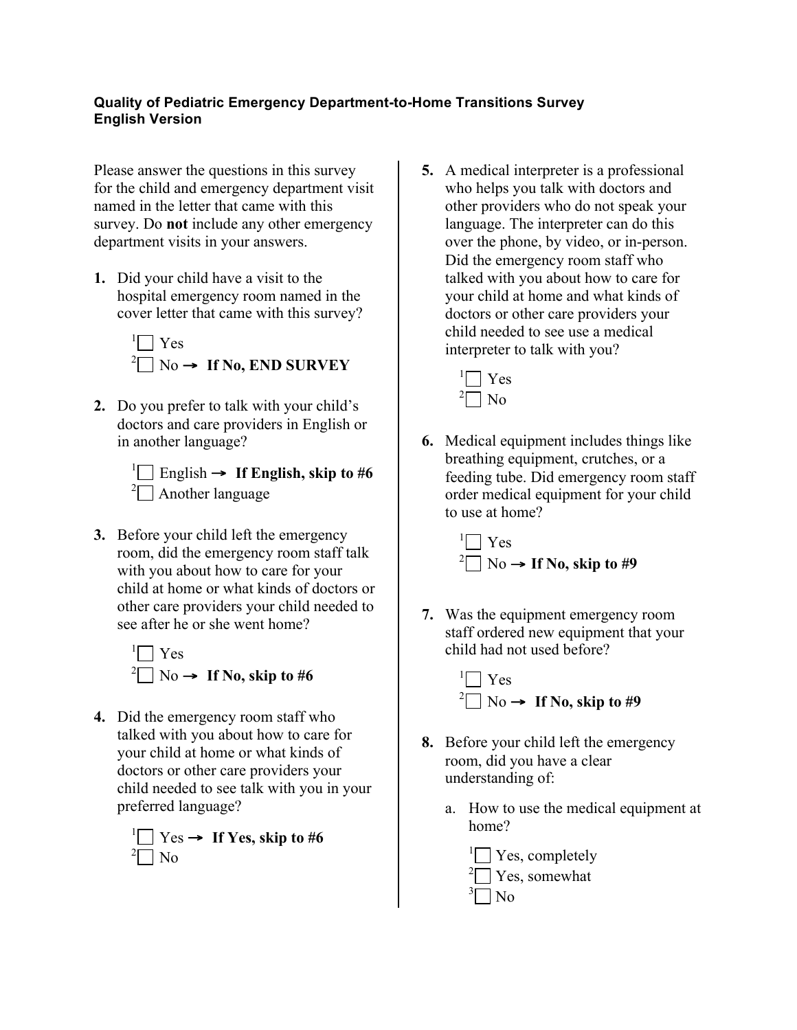**Quality of Pediatric Emergency Department-to-Home Transitions Survey**
**English Version**

Please answer the questions in this survey for the child and emergency department visit named in the letter that came with this survey. Do **not** include any other emergency department visits in your answers.

**1.** Did your child have a visit to the hospital emergency room named in the cover letter that came with this survey?

- 1 ☐ Yes
- 2 ☐ No → **If No, END SURVEY**

**2.** Do you prefer to talk with your child's doctors and care providers in English or in another language?

- 1 ☐ English → **If English, skip to #6**
- 2 ☐ Another language

**3.** Before your child left the emergency room, did the emergency room staff talk with you about how to care for your child at home or what kinds of doctors or other care providers your child needed to see after he or she went home?

- 1 ☐ Yes
- 2 ☐ No → **If No, skip to #6**

**4.** Did the emergency room staff who talked with you about how to care for your child at home or what kinds of doctors or other care providers your child needed to see talk with you in your preferred language?

- 1 ☐ Yes → **If Yes, skip to #6**
- 2 ☐ No

**5.** A medical interpreter is a professional who helps you talk with doctors and other providers who do not speak your language. The interpreter can do this over the phone, by video, or in-person. Did the emergency room staff who talked with you about how to care for your child at home and what kinds of doctors or other care providers your child needed to see use a medical interpreter to talk with you?

- 1 ☐ Yes
- 2 ☐ No

**6.** Medical equipment includes things like breathing equipment, crutches, or a feeding tube. Did emergency room staff order medical equipment for your child to use at home?

- 1 ☐ Yes
- 2 ☐ No → **If No, skip to #9**

**7.** Was the equipment emergency room staff ordered new equipment that your child had not used before?

- 1 ☐ Yes
- 2 ☐ No → **If No, skip to #9**

**8.** Before your child left the emergency room, did you have a clear understanding of:

a. How to use the medical equipment at home?

- 1 ☐ Yes, completely
- 2 ☐ Yes, somewhat
- 3 ☐ No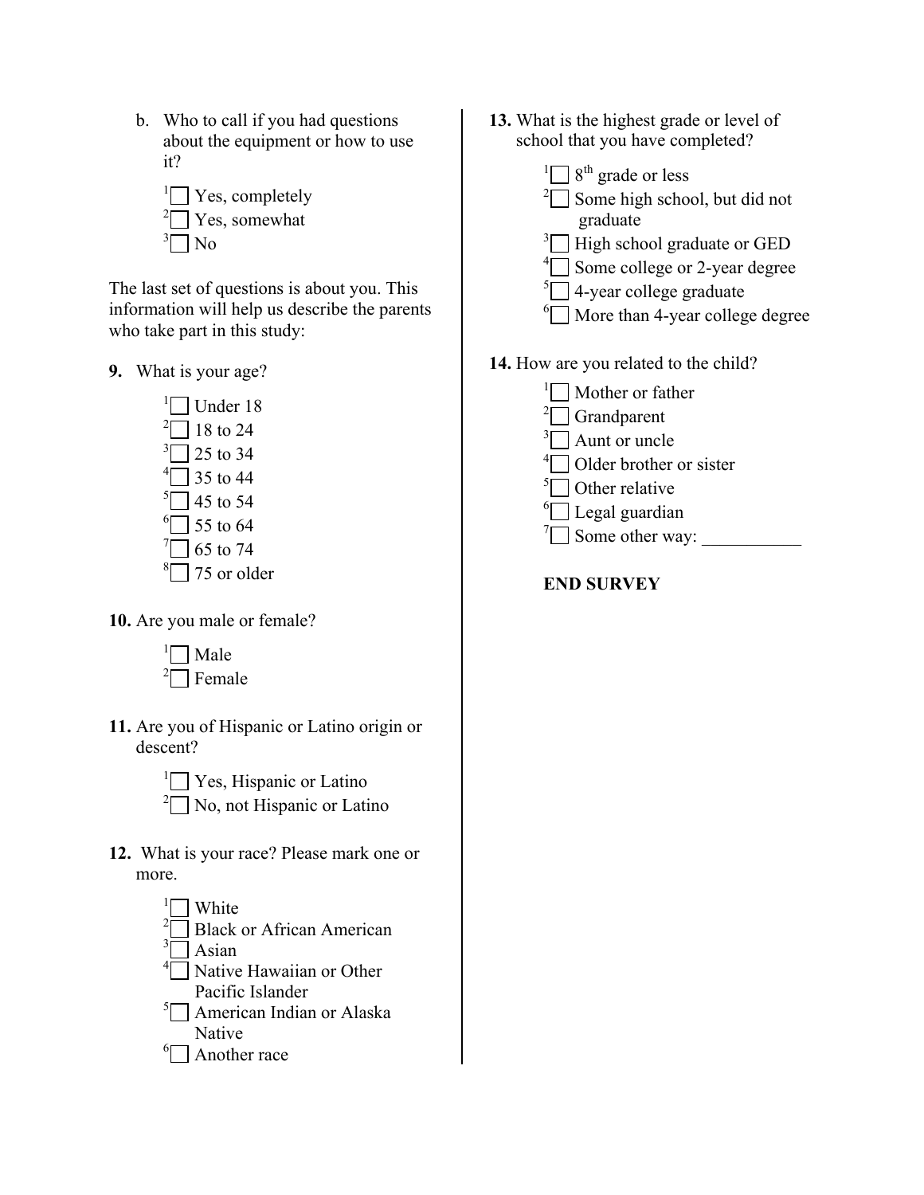b. Who to call if you had questions about the equipment or how to use it?

- [1] ☐ Yes, completely
- [2] ☐ Yes, somewhat
- [3] ☐ No

The last set of questions is about you. This information will help us describe the parents who take part in this study:

**9.** What is your age?

- [1] ☐ Under 18
- [2] ☐ 18 to 24
- [3] ☐ 25 to 34
- [4] ☐ 35 to 44
- [5] ☐ 45 to 54
- [6] ☐ 55 to 64
- [7] ☐ 65 to 74
- [8] ☐ 75 or older

**10.** Are you male or female?

- [1] ☐ Male
- [2] ☐ Female

**11.** Are you of Hispanic or Latino origin or descent?

- [1] ☐ Yes, Hispanic or Latino
- [2] ☐ No, not Hispanic or Latino

**12.** What is your race? Please mark one or more.

- [1] ☐ White
- [2] ☐ Black or African American
- [3] ☐ Asian
- [4] ☐ Native Hawaiian or Other Pacific Islander
- [5] ☐ American Indian or Alaska Native
- [6] ☐ Another race

**13.** What is the highest grade or level of school that you have completed?

- [1] ☐ 8th grade or less
- [2] ☐ Some high school, but did not graduate
- [3] ☐ High school graduate or GED
- [4] ☐ Some college or 2-year degree
- [5] ☐ 4-year college graduate
- [6] ☐ More than 4-year college degree

**14.** How are you related to the child?

- [1] ☐ Mother or father
- [2] ☐ Grandparent
- [3] ☐ Aunt or uncle
- [4] ☐ Older brother or sister
- [5] ☐ Other relative
- [6] ☐ Legal guardian
- [7] ☐ Some other way: ___________

**END SURVEY**